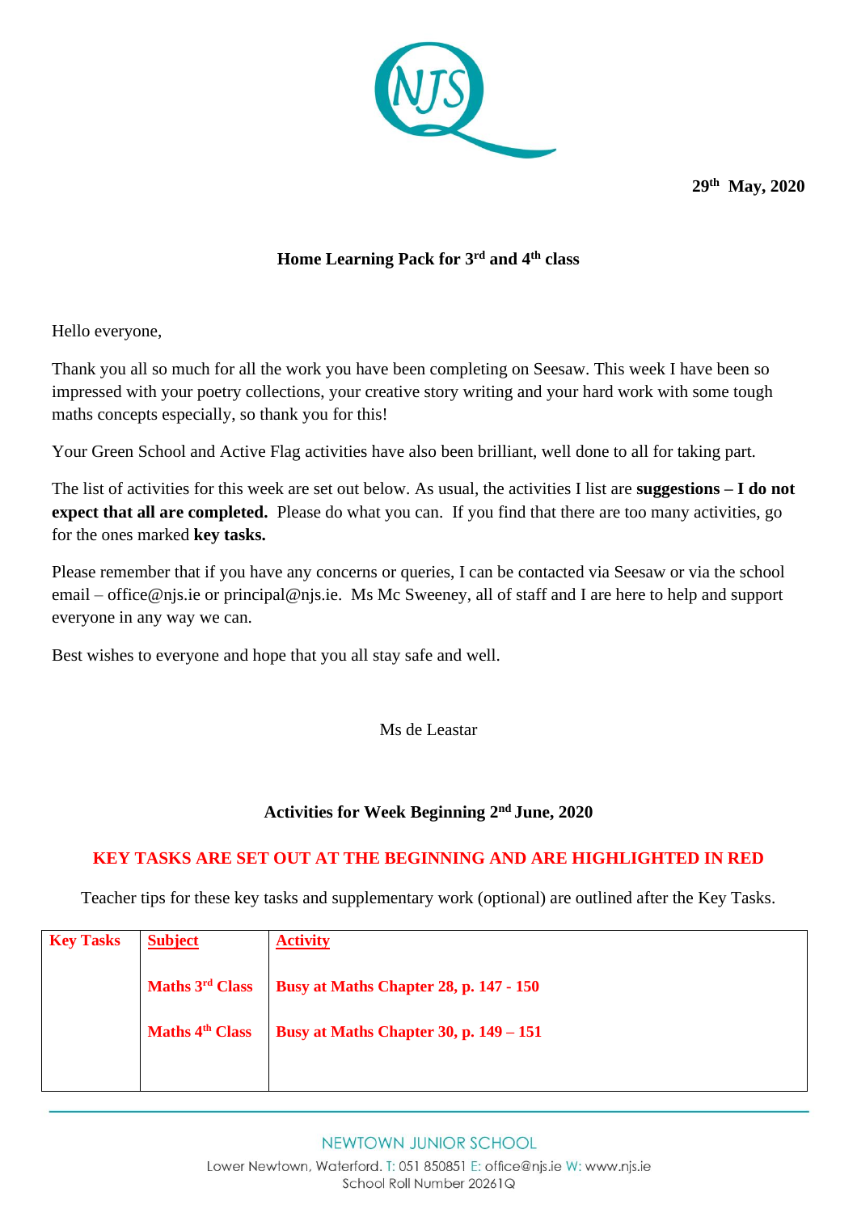**29th May, 2020**

**Home Learning Pack for 3rd and 4th class**

Hello everyone,

Thank you all so much for all the work you have been completing on Seesaw. This week I have been so impressed with your poetry collections, your creative story writing and your hard work with some tough maths concepts especially, so thank you for this!

Your Green School and Active Flag activities have also been brilliant, well done to all for taking part.

The list of activities for this week are set out below. As usual, the activities I list are **suggestions – I do not expect that all are completed.** Please do what you can. If you find that there are too many activities, go for the ones marked **key tasks.**

Please remember that if you have any concerns or queries, I can be contacted via Seesaw or via the school email – office@njs.ie or principal@njs.ie. Ms Mc Sweeney, all of staff and I are here to help and support everyone in any way we can.

Best wishes to everyone and hope that you all stay safe and well.

Ms de Leastar

**Activities for Week Beginning 2nd June, 2020**

**KEY TASKS ARE SET OUT AT THE BEGINNING AND ARE HIGHLIGHTED IN RED**

Teacher tips for these key tasks and supplementary work (optional) are outlined after the Key Tasks.

| **Key Tasks** | **Subject** | **Activity** |
|---|---|---|
| | **Maths 3rd Class** | **Busy at Maths Chapter 28, p. 147 - 150** |
| | **Maths 4th Class** | **Busy at Maths Chapter 30, p. 149 – 151** |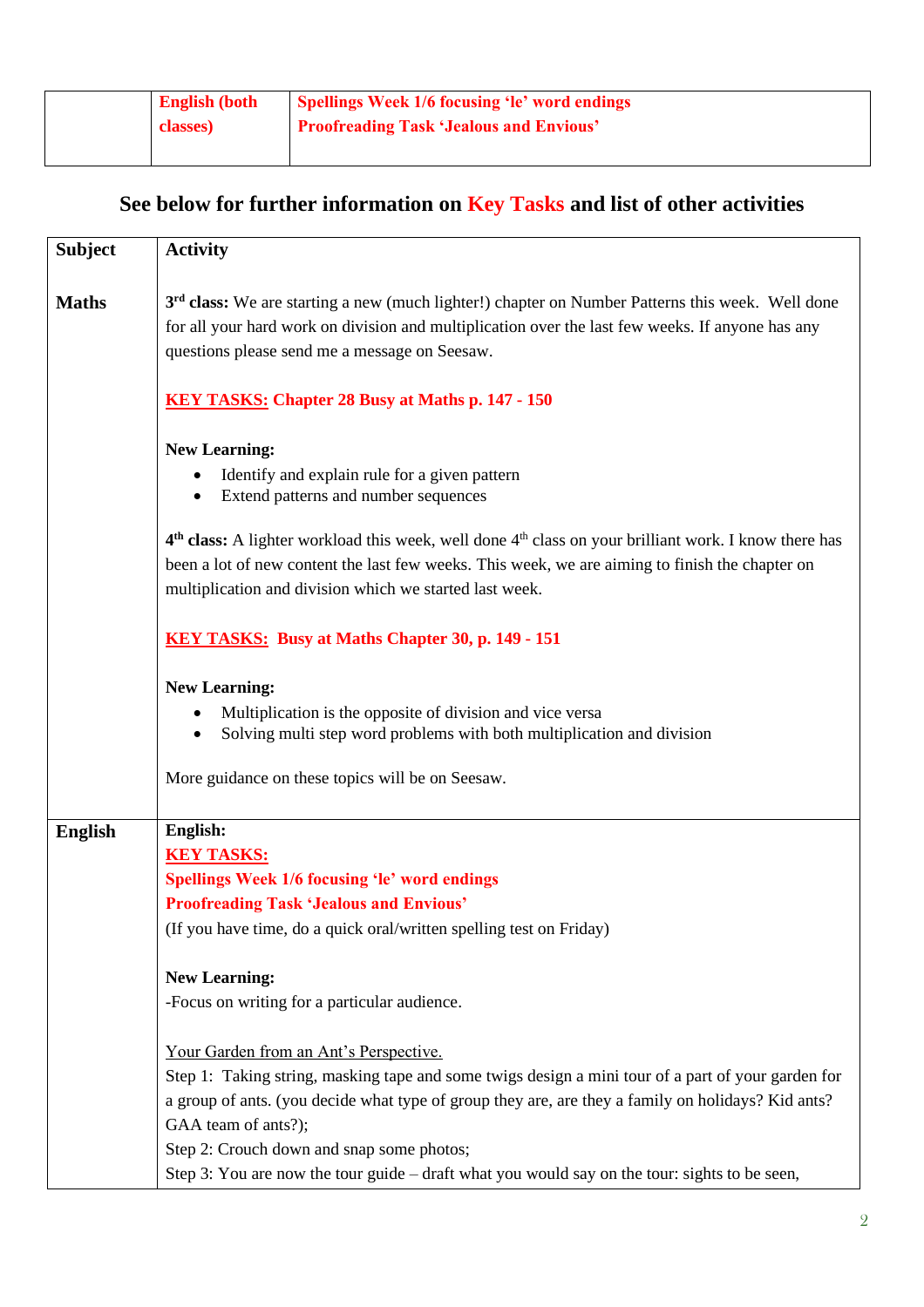|  | English (both classes) | Spellings Week 1/6 focusing 'le' word endings<br>Proofreading Task 'Jealous and Envious' |
|---|---|---|

## See below for further information on Key Tasks and list of other activities

| Subject | Activity |
|---|---|
| **Maths** | **3rd class:** We are starting a new (much lighter!) chapter on Number Patterns this week. Well done for all your hard work on division and multiplication over the last few weeks. If anyone has any questions please send me a message on Seesaw.<br><br>**KEY TASKS: Chapter 28 Busy at Maths p. 147 - 150**<br><br>**New Learning:**<br>• Identify and explain rule for a given pattern<br>• Extend patterns and number sequences<br><br>**4th class:** A lighter workload this week, well done 4th class on your brilliant work. I know there has been a lot of new content the last few weeks. This week, we are aiming to finish the chapter on multiplication and division which we started last week.<br><br>**KEY TASKS: Busy at Maths Chapter 30, p. 149 - 151**<br><br>**New Learning:**<br>• Multiplication is the opposite of division and vice versa<br>• Solving multi step word problems with both multiplication and division<br><br>More guidance on these topics will be on Seesaw. |
| **English** | **English:**<br>**KEY TASKS:**<br>**Spellings Week 1/6 focusing 'le' word endings**<br>**Proofreading Task 'Jealous and Envious'**<br>(If you have time, do a quick oral/written spelling test on Friday)<br><br>**New Learning:**<br>-Focus on writing for a particular audience.<br><br>Your Garden from an Ant's Perspective.<br>Step 1: Taking string, masking tape and some twigs design a mini tour of a part of your garden for a group of ants. (you decide what type of group they are, are they a family on holidays? Kid ants? GAA team of ants?);<br>Step 2: Crouch down and snap some photos;<br>Step 3: You are now the tour guide – draft what you would say on the tour: sights to be seen, |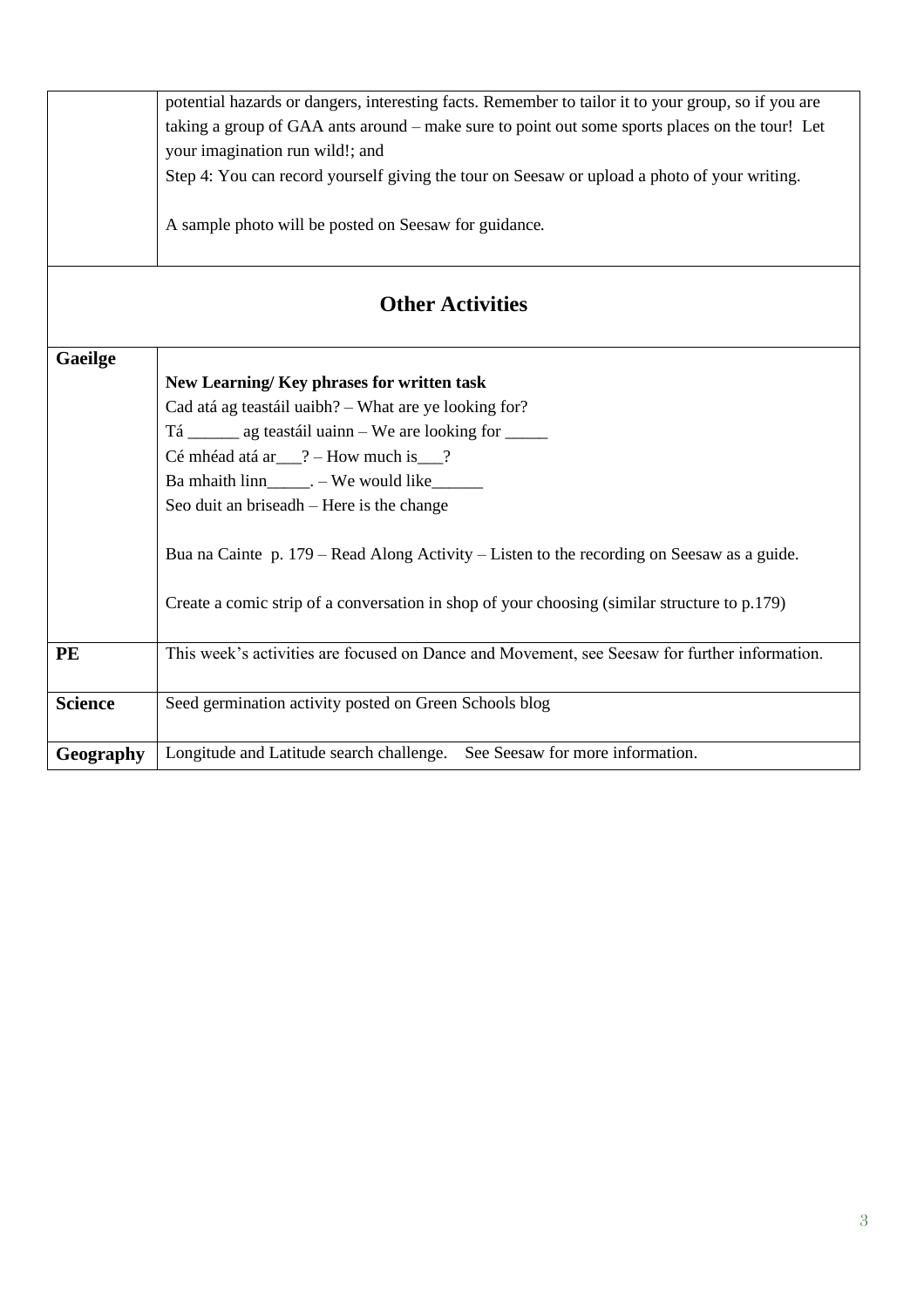| | |
|---|---|
| | potential hazards or dangers, interesting facts. Remember to tailor it to your group, so if you are taking a group of GAA ants around – make sure to point out some sports places on the tour! Let your imagination run wild!; and<br>Step 4: You can record yourself giving the tour on Seesaw or upload a photo of your writing.<br><br>A sample photo will be posted on Seesaw for guidance. |
| **Other Activities** | |
| **Gaeilge** | **New Learning/ Key phrases for written task**<br>Cad atá ag teastáil uaibh? – What are ye looking for?<br>Tá ______ ag teastáil uainn – We are looking for _____<br>Cé mhéad atá ar___? – How much is___?<br>Ba mhaith linn_____. – We would like______<br>Seo duit an briseadh – Here is the change<br><br>Bua na Cainte p. 179 – Read Along Activity – Listen to the recording on Seesaw as a guide.<br><br>Create a comic strip of a conversation in shop of your choosing (similar structure to p.179) |
| **PE** | This week's activities are focused on Dance and Movement, see Seesaw for further information. |
| **Science** | Seed germination activity posted on Green Schools blog |
| **Geography** | Longitude and Latitude search challenge. See Seesaw for more information. |